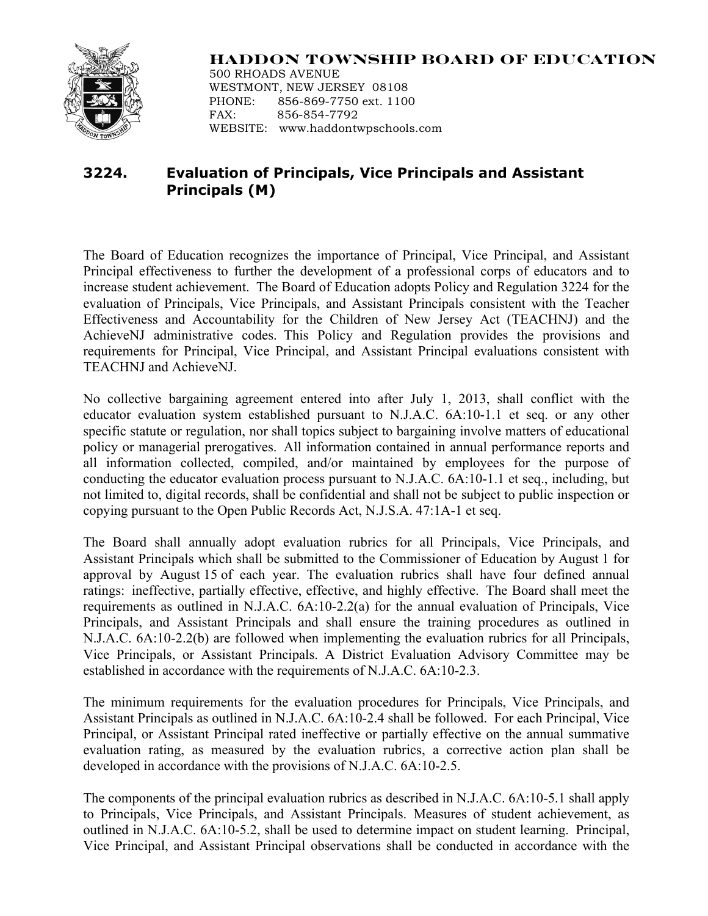**HADDON TOWNSHIP BOARD OF EDUCATION**
500 RHOADS AVENUE
WESTMONT, NEW JERSEY 08108
PHONE: 856-869-7750 ext. 1100
FAX: 856-854-7792
WEBSITE: www.haddontwpschools.com

# 3224. Evaluation of Principals, Vice Principals and Assistant Principals (M)

The Board of Education recognizes the importance of Principal, Vice Principal, and Assistant Principal effectiveness to further the development of a professional corps of educators and to increase student achievement. The Board of Education adopts Policy and Regulation 3224 for the evaluation of Principals, Vice Principals, and Assistant Principals consistent with the Teacher Effectiveness and Accountability for the Children of New Jersey Act (TEACHNJ) and the AchieveNJ administrative codes. This Policy and Regulation provides the provisions and requirements for Principal, Vice Principal, and Assistant Principal evaluations consistent with TEACHNJ and AchieveNJ.

No collective bargaining agreement entered into after July 1, 2013, shall conflict with the educator evaluation system established pursuant to N.J.A.C. 6A:10-1.1 et seq. or any other specific statute or regulation, nor shall topics subject to bargaining involve matters of educational policy or managerial prerogatives. All information contained in annual performance reports and all information collected, compiled, and/or maintained by employees for the purpose of conducting the educator evaluation process pursuant to N.J.A.C. 6A:10-1.1 et seq., including, but not limited to, digital records, shall be confidential and shall not be subject to public inspection or copying pursuant to the Open Public Records Act, N.J.S.A. 47:1A-1 et seq.

The Board shall annually adopt evaluation rubrics for all Principals, Vice Principals, and Assistant Principals which shall be submitted to the Commissioner of Education by August 1 for approval by August 15 of each year. The evaluation rubrics shall have four defined annual ratings: ineffective, partially effective, effective, and highly effective. The Board shall meet the requirements as outlined in N.J.A.C. 6A:10-2.2(a) for the annual evaluation of Principals, Vice Principals, and Assistant Principals and shall ensure the training procedures as outlined in N.J.A.C. 6A:10-2.2(b) are followed when implementing the evaluation rubrics for all Principals, Vice Principals, or Assistant Principals. A District Evaluation Advisory Committee may be established in accordance with the requirements of N.J.A.C. 6A:10-2.3.

The minimum requirements for the evaluation procedures for Principals, Vice Principals, and Assistant Principals as outlined in N.J.A.C. 6A:10-2.4 shall be followed. For each Principal, Vice Principal, or Assistant Principal rated ineffective or partially effective on the annual summative evaluation rating, as measured by the evaluation rubrics, a corrective action plan shall be developed in accordance with the provisions of N.J.A.C. 6A:10-2.5.

The components of the principal evaluation rubrics as described in N.J.A.C. 6A:10-5.1 shall apply to Principals, Vice Principals, and Assistant Principals. Measures of student achievement, as outlined in N.J.A.C. 6A:10-5.2, shall be used to determine impact on student learning. Principal, Vice Principal, and Assistant Principal observations shall be conducted in accordance with the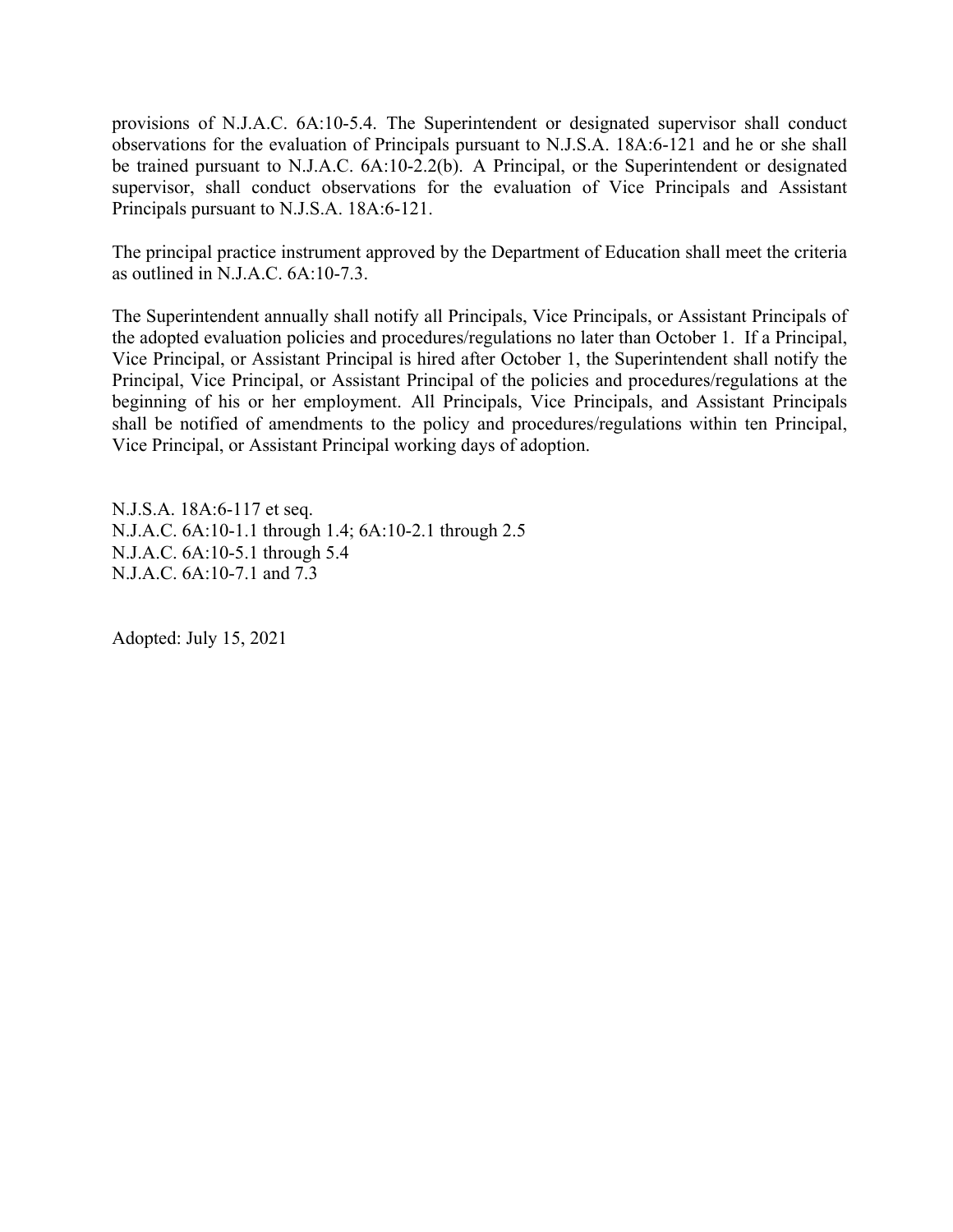provisions of N.J.A.C. 6A:10-5.4. The Superintendent or designated supervisor shall conduct observations for the evaluation of Principals pursuant to N.J.S.A. 18A:6-121 and he or she shall be trained pursuant to N.J.A.C. 6A:10-2.2(b). A Principal, or the Superintendent or designated supervisor, shall conduct observations for the evaluation of Vice Principals and Assistant Principals pursuant to N.J.S.A. 18A:6-121.

The principal practice instrument approved by the Department of Education shall meet the criteria as outlined in N.J.A.C. 6A:10-7.3.

The Superintendent annually shall notify all Principals, Vice Principals, or Assistant Principals of the adopted evaluation policies and procedures/regulations no later than October 1. If a Principal, Vice Principal, or Assistant Principal is hired after October 1, the Superintendent shall notify the Principal, Vice Principal, or Assistant Principal of the policies and procedures/regulations at the beginning of his or her employment. All Principals, Vice Principals, and Assistant Principals shall be notified of amendments to the policy and procedures/regulations within ten Principal, Vice Principal, or Assistant Principal working days of adoption.

N.J.S.A. 18A:6-117 et seq.
N.J.A.C. 6A:10-1.1 through 1.4; 6A:10-2.1 through 2.5
N.J.A.C. 6A:10-5.1 through 5.4
N.J.A.C. 6A:10-7.1 and 7.3

Adopted: July 15, 2021